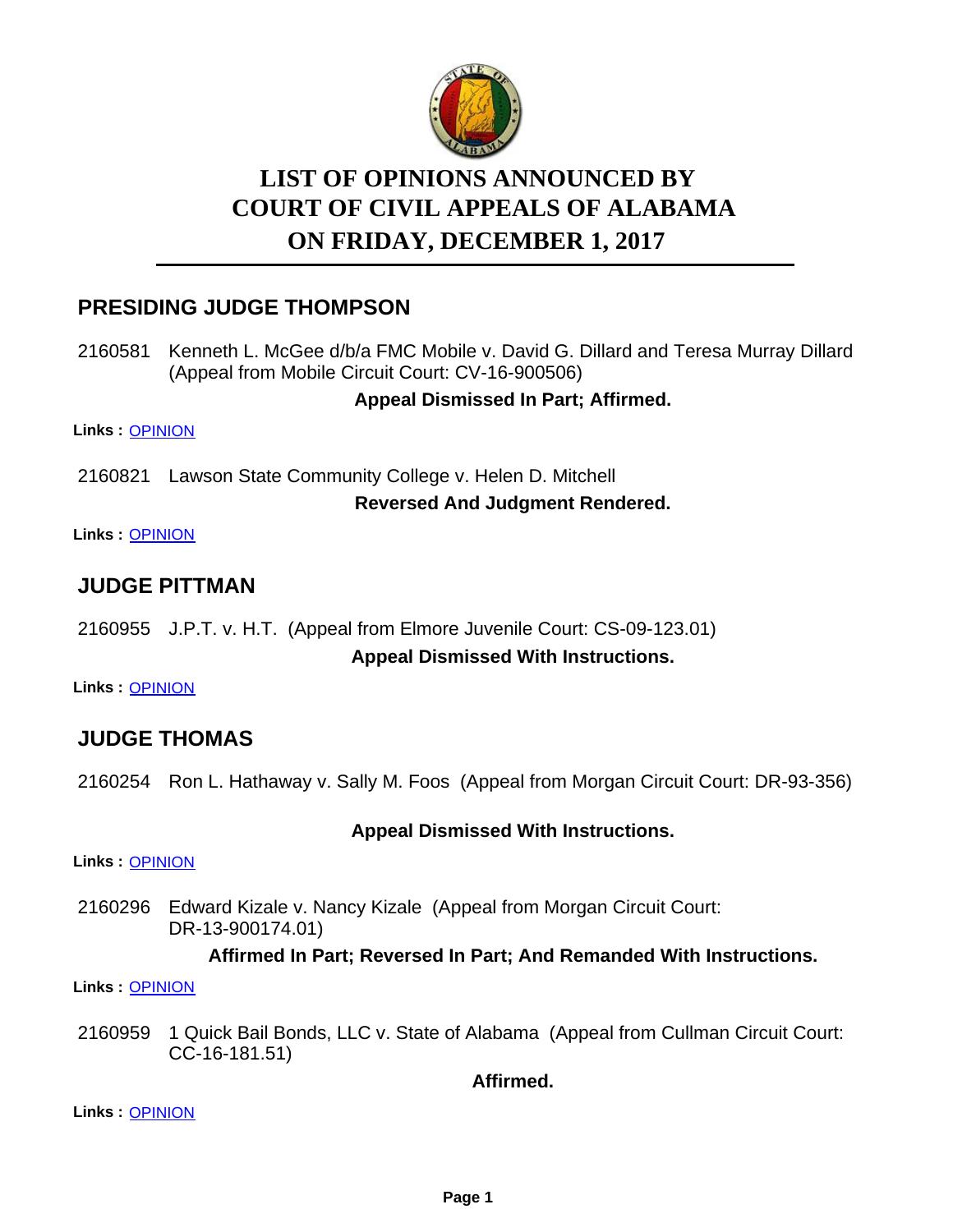# LIST OF OPINIONS ANNOUNCED BY COURT OF CIVIL APPEALS OF ALABAMA ON FRIDAY, DECEMBER 1, 2017

## PRESIDING JUDGE THOMPSON

2160581 Kenneth L. McGee d/b/a FMC Mobile v. David G. Dillard and Teresa Murray Dillard (Appeal from Mobile Circuit Court: CV-16-900506)

**Appeal Dismissed In Part; Affirmed.**

**Links :** OPINION

2160821 Lawson State Community College v. Helen D. Mitchell

**Reversed And Judgment Rendered.**

**Links :** OPINION

## JUDGE PITTMAN

2160955 J.P.T. v. H.T. (Appeal from Elmore Juvenile Court: CS-09-123.01)

**Appeal Dismissed With Instructions.**

**Links :** OPINION

## JUDGE THOMAS

2160254 Ron L. Hathaway v. Sally M. Foos (Appeal from Morgan Circuit Court: DR-93-356)

**Appeal Dismissed With Instructions.**

**Links :** OPINION

2160296 Edward Kizale v. Nancy Kizale (Appeal from Morgan Circuit Court: DR-13-900174.01)

**Affirmed In Part; Reversed In Part; And Remanded With Instructions.**

**Links :** OPINION

2160959 1 Quick Bail Bonds, LLC v. State of Alabama (Appeal from Cullman Circuit Court: CC-16-181.51)

**Affirmed.**

**Links :** OPINION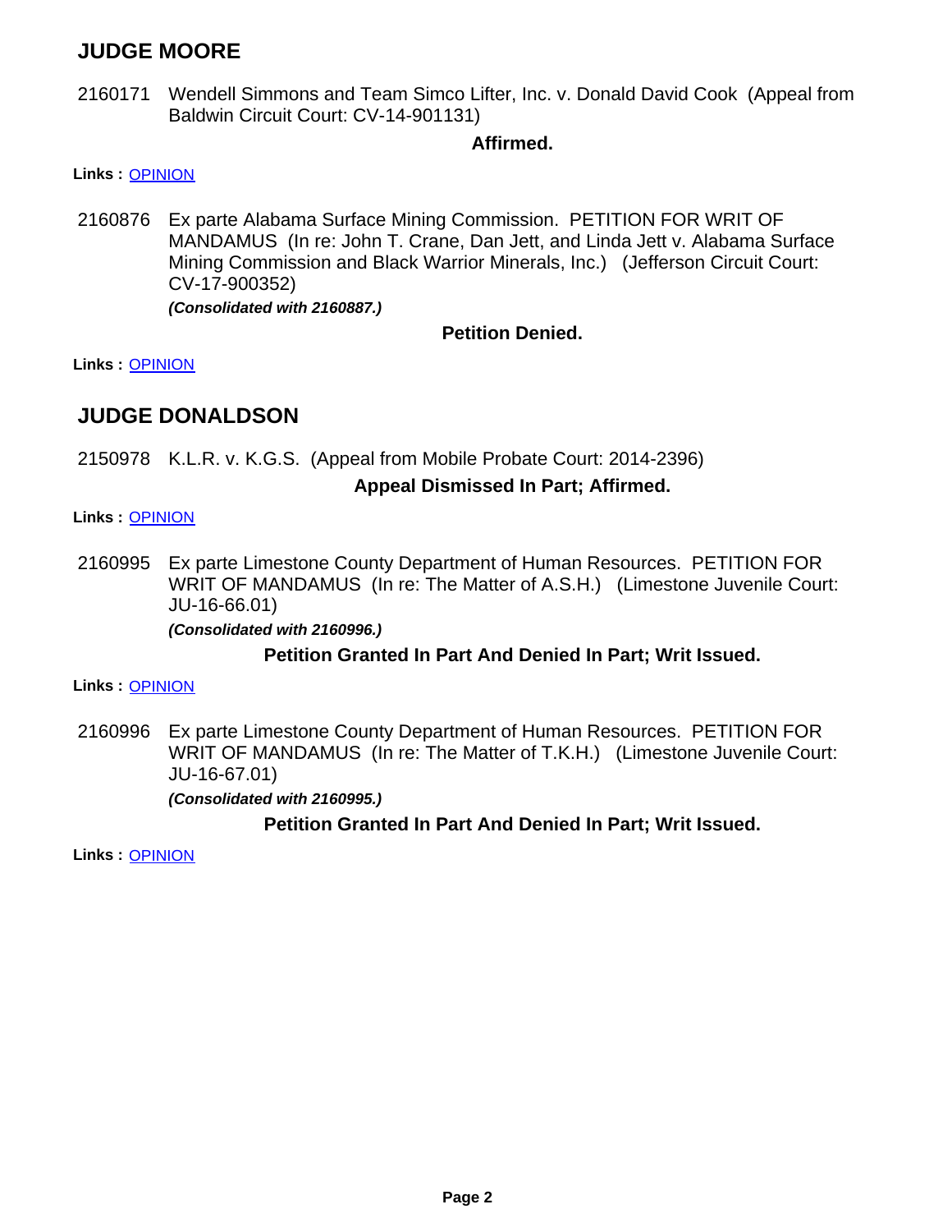## JUDGE MOORE

2160171 Wendell Simmons and Team Simco Lifter, Inc. v. Donald David Cook (Appeal from Baldwin Circuit Court: CV-14-901131)

**Affirmed.**

**Links :** OPINION

2160876 Ex parte Alabama Surface Mining Commission. PETITION FOR WRIT OF MANDAMUS (In re: John T. Crane, Dan Jett, and Linda Jett v. Alabama Surface Mining Commission and Black Warrior Minerals, Inc.) (Jefferson Circuit Court: CV-17-900352)

***(Consolidated with 2160887.)***

**Petition Denied.**

**Links :** OPINION

## JUDGE DONALDSON

2150978 K.L.R. v. K.G.S. (Appeal from Mobile Probate Court: 2014-2396)

**Appeal Dismissed In Part; Affirmed.**

**Links :** OPINION

2160995 Ex parte Limestone County Department of Human Resources. PETITION FOR WRIT OF MANDAMUS (In re: The Matter of A.S.H.) (Limestone Juvenile Court: JU-16-66.01)

***(Consolidated with 2160996.)***

**Petition Granted In Part And Denied In Part; Writ Issued.**

**Links :** OPINION

2160996 Ex parte Limestone County Department of Human Resources. PETITION FOR WRIT OF MANDAMUS (In re: The Matter of T.K.H.) (Limestone Juvenile Court: JU-16-67.01)

***(Consolidated with 2160995.)***

**Petition Granted In Part And Denied In Part; Writ Issued.**

**Links :** OPINION